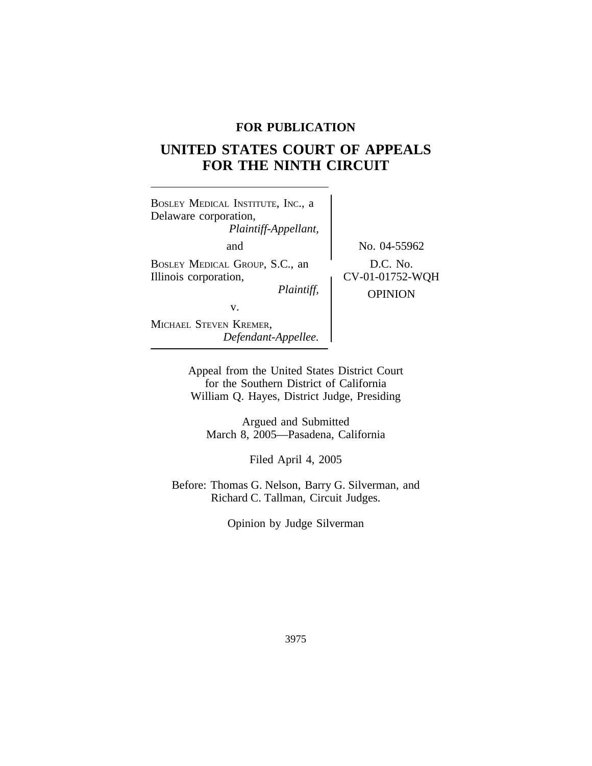**FOR PUBLICATION**

# UNITED STATES COURT OF APPEALS FOR THE NINTH CIRCUIT

BOSLEY MEDICAL INSTITUTE, INC., a Delaware corporation,
*Plaintiff-Appellant,*

and

BOSLEY MEDICAL GROUP, S.C., an Illinois corporation,
*Plaintiff,*

v.

MICHAEL STEVEN KREMER,
*Defendant-Appellee.*

No. 04-55962

D.C. No. CV-01-01752-WQH

OPINION

Appeal from the United States District Court for the Southern District of California
William Q. Hayes, District Judge, Presiding

Argued and Submitted
March 8, 2005—Pasadena, California

Filed April 4, 2005

Before: Thomas G. Nelson, Barry G. Silverman, and Richard C. Tallman, Circuit Judges.

Opinion by Judge Silverman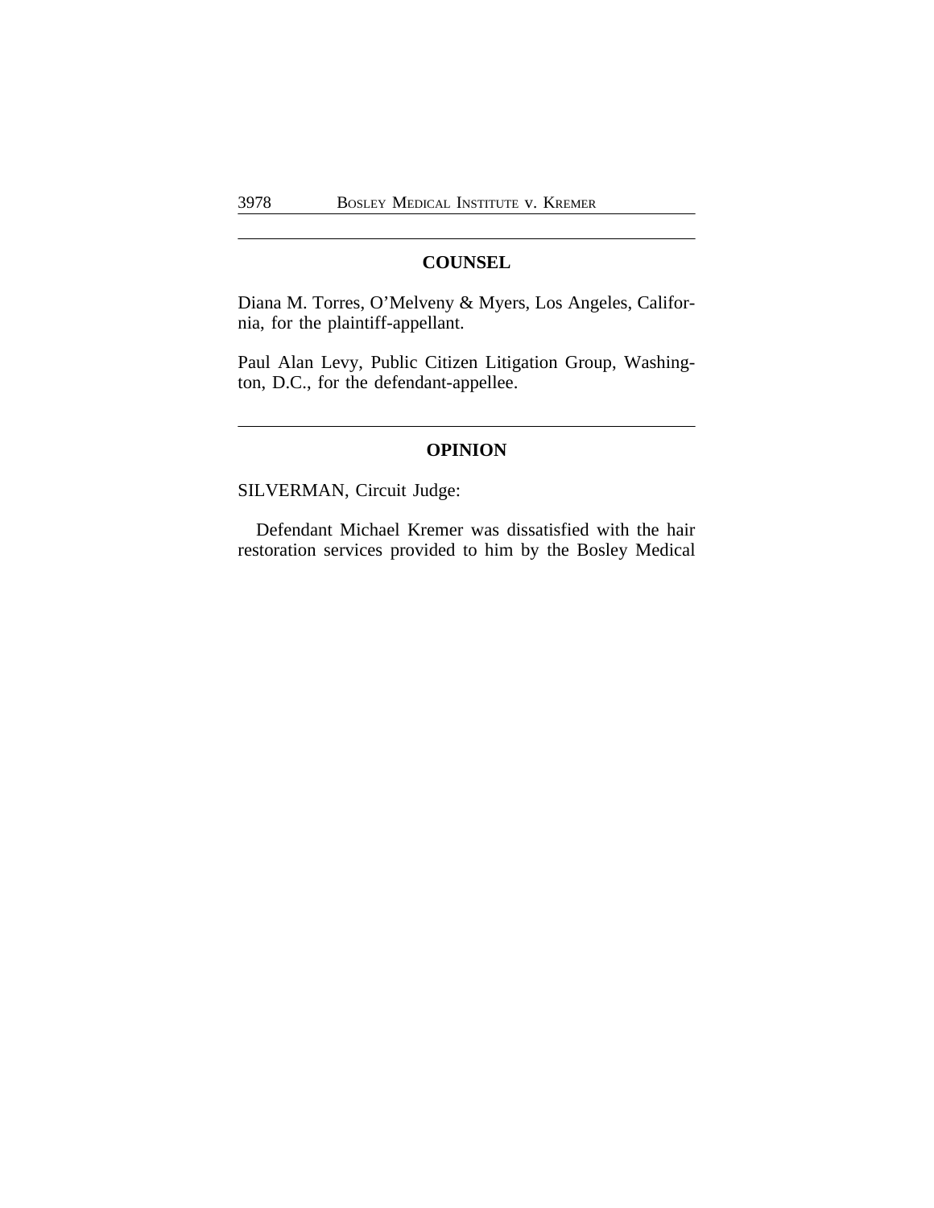## COUNSEL

Diana M. Torres, O'Melveny & Myers, Los Angeles, California, for the plaintiff-appellant.

Paul Alan Levy, Public Citizen Litigation Group, Washington, D.C., for the defendant-appellee.

## OPINION

SILVERMAN, Circuit Judge:

Defendant Michael Kremer was dissatisfied with the hair restoration services provided to him by the Bosley Medical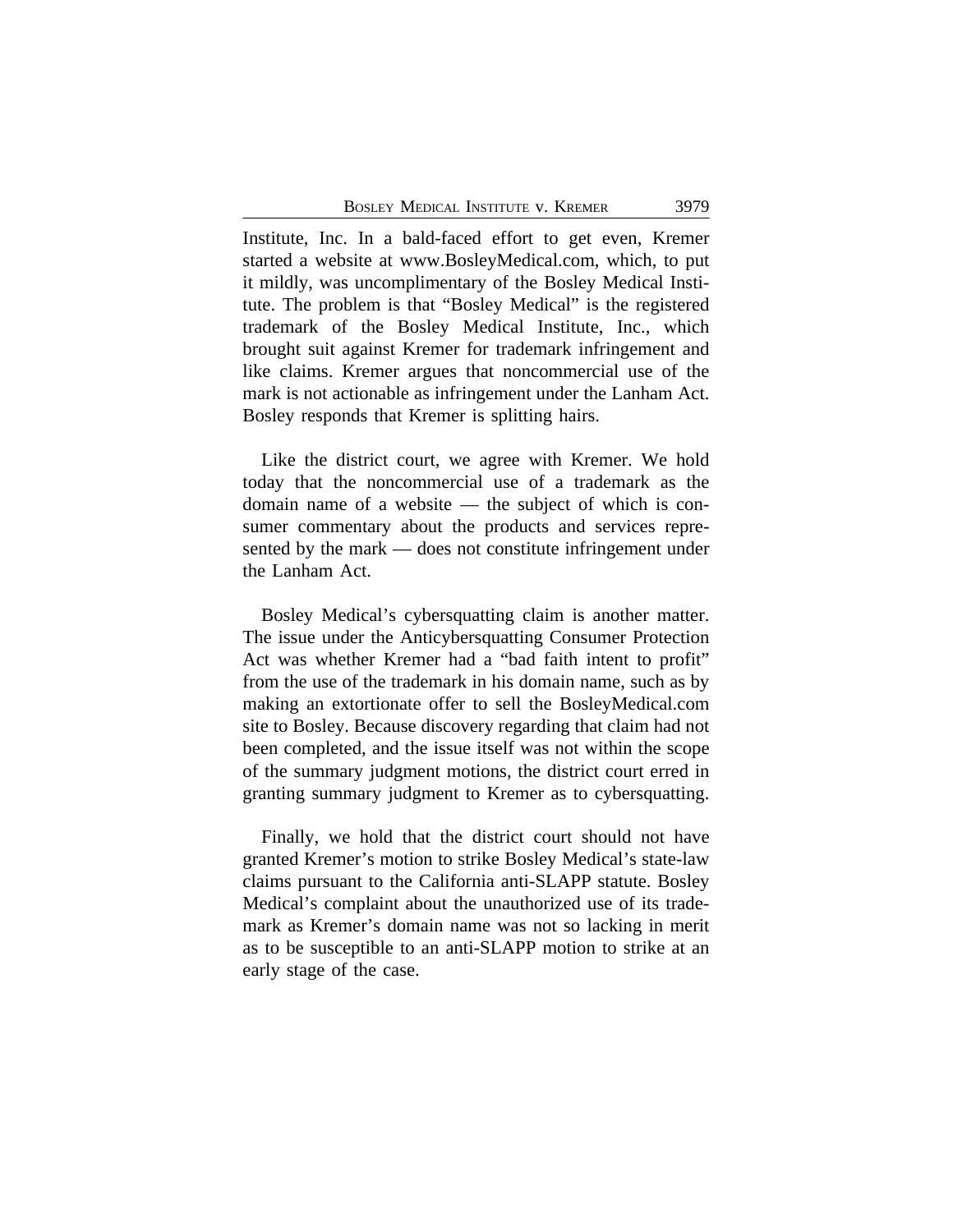Institute, Inc. In a bald-faced effort to get even, Kremer started a website at www.BosleyMedical.com, which, to put it mildly, was uncomplimentary of the Bosley Medical Institute. The problem is that "Bosley Medical" is the registered trademark of the Bosley Medical Institute, Inc., which brought suit against Kremer for trademark infringement and like claims. Kremer argues that noncommercial use of the mark is not actionable as infringement under the Lanham Act. Bosley responds that Kremer is splitting hairs.

Like the district court, we agree with Kremer. We hold today that the noncommercial use of a trademark as the domain name of a website — the subject of which is consumer commentary about the products and services represented by the mark — does not constitute infringement under the Lanham Act.

Bosley Medical's cybersquatting claim is another matter. The issue under the Anticybersquatting Consumer Protection Act was whether Kremer had a "bad faith intent to profit" from the use of the trademark in his domain name, such as by making an extortionate offer to sell the BosleyMedical.com site to Bosley. Because discovery regarding that claim had not been completed, and the issue itself was not within the scope of the summary judgment motions, the district court erred in granting summary judgment to Kremer as to cybersquatting.

Finally, we hold that the district court should not have granted Kremer's motion to strike Bosley Medical's state-law claims pursuant to the California anti-SLAPP statute. Bosley Medical's complaint about the unauthorized use of its trademark as Kremer's domain name was not so lacking in merit as to be susceptible to an anti-SLAPP motion to strike at an early stage of the case.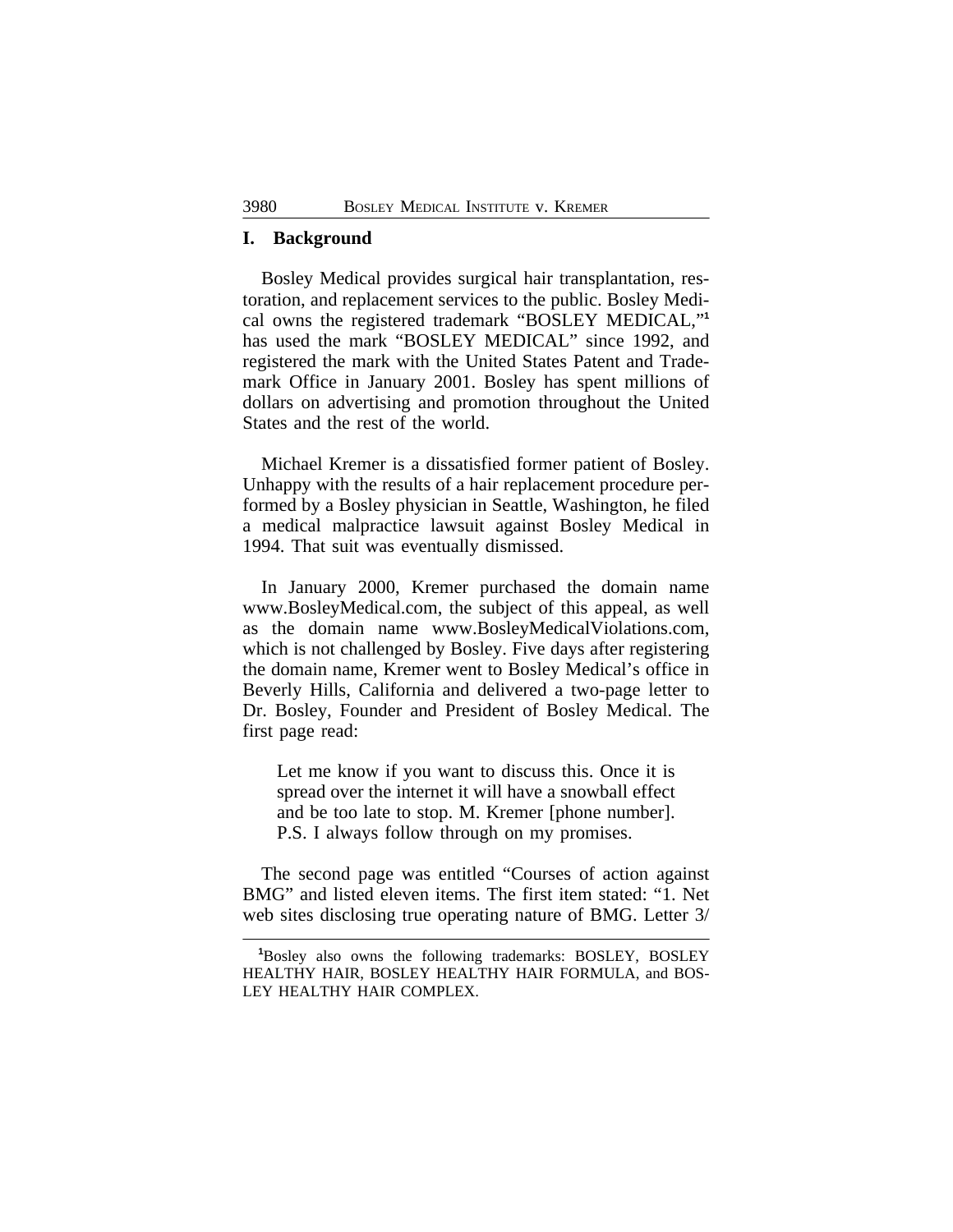## I. Background

Bosley Medical provides surgical hair transplantation, restoration, and replacement services to the public. Bosley Medical owns the registered trademark "BOSLEY MEDICAL,"[1] has used the mark "BOSLEY MEDICAL" since 1992, and registered the mark with the United States Patent and Trademark Office in January 2001. Bosley has spent millions of dollars on advertising and promotion throughout the United States and the rest of the world.

Michael Kremer is a dissatisfied former patient of Bosley. Unhappy with the results of a hair replacement procedure performed by a Bosley physician in Seattle, Washington, he filed a medical malpractice lawsuit against Bosley Medical in 1994. That suit was eventually dismissed.

In January 2000, Kremer purchased the domain name www.BosleyMedical.com, the subject of this appeal, as well as the domain name www.BosleyMedicalViolations.com, which is not challenged by Bosley. Five days after registering the domain name, Kremer went to Bosley Medical's office in Beverly Hills, California and delivered a two-page letter to Dr. Bosley, Founder and President of Bosley Medical. The first page read:

> Let me know if you want to discuss this. Once it is spread over the internet it will have a snowball effect and be too late to stop. M. Kremer [phone number]. P.S. I always follow through on my promises.

The second page was entitled "Courses of action against BMG" and listed eleven items. The first item stated: "1. Net web sites disclosing true operating nature of BMG. Letter 3/

---

[1] Bosley also owns the following trademarks: BOSLEY, BOSLEY HEALTHY HAIR, BOSLEY HEALTHY HAIR FORMULA, and BOSLEY HEALTHY HAIR COMPLEX.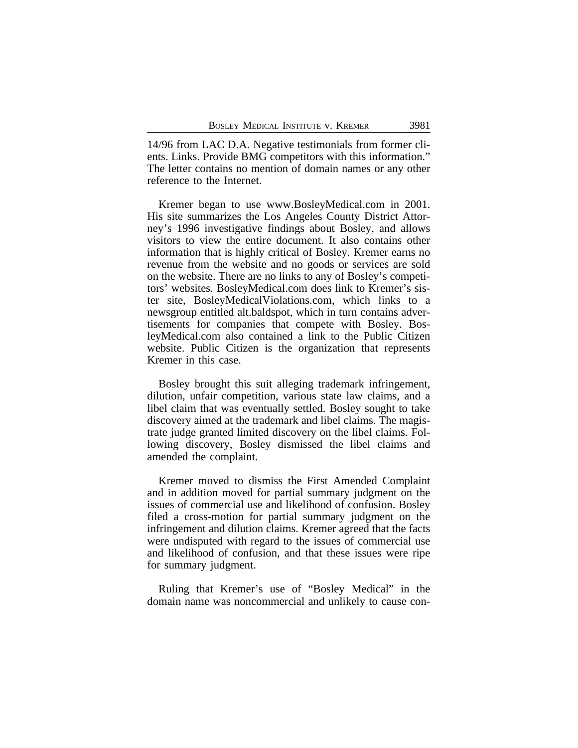14/96 from LAC D.A. Negative testimonials from former clients. Links. Provide BMG competitors with this information." The letter contains no mention of domain names or any other reference to the Internet.

Kremer began to use www.BosleyMedical.com in 2001. His site summarizes the Los Angeles County District Attorney's 1996 investigative findings about Bosley, and allows visitors to view the entire document. It also contains other information that is highly critical of Bosley. Kremer earns no revenue from the website and no goods or services are sold on the website. There are no links to any of Bosley's competitors' websites. BosleyMedical.com does link to Kremer's sister site, BosleyMedicalViolations.com, which links to a newsgroup entitled alt.baldspot, which in turn contains advertisements for companies that compete with Bosley. BosleyMedical.com also contained a link to the Public Citizen website. Public Citizen is the organization that represents Kremer in this case.

Bosley brought this suit alleging trademark infringement, dilution, unfair competition, various state law claims, and a libel claim that was eventually settled. Bosley sought to take discovery aimed at the trademark and libel claims. The magistrate judge granted limited discovery on the libel claims. Following discovery, Bosley dismissed the libel claims and amended the complaint.

Kremer moved to dismiss the First Amended Complaint and in addition moved for partial summary judgment on the issues of commercial use and likelihood of confusion. Bosley filed a cross-motion for partial summary judgment on the infringement and dilution claims. Kremer agreed that the facts were undisputed with regard to the issues of commercial use and likelihood of confusion, and that these issues were ripe for summary judgment.

Ruling that Kremer's use of "Bosley Medical" in the domain name was noncommercial and unlikely to cause con-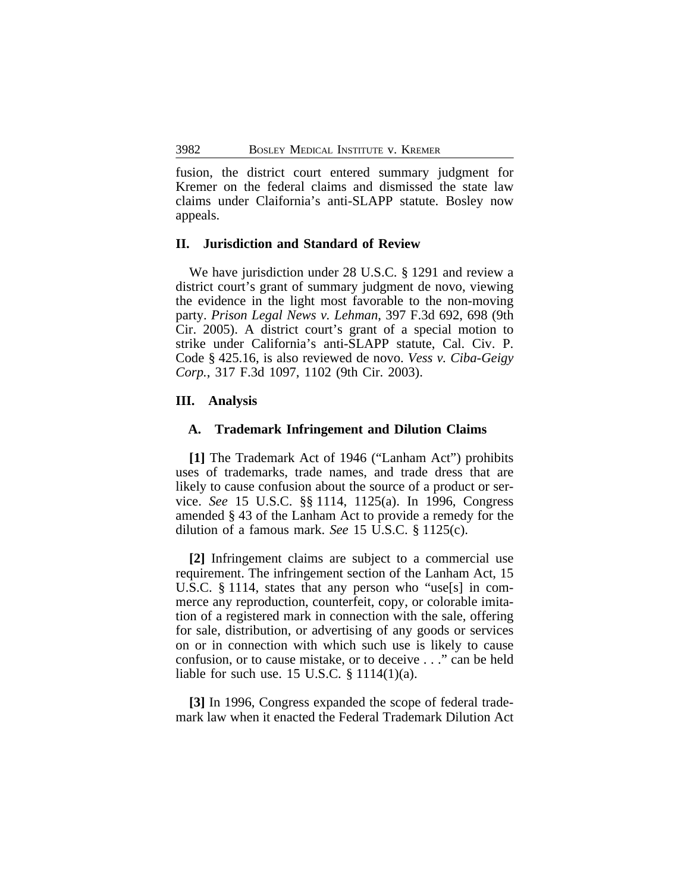fusion, the district court entered summary judgment for Kremer on the federal claims and dismissed the state law claims under Claifornia's anti-SLAPP statute. Bosley now appeals.

## II. Jurisdiction and Standard of Review

We have jurisdiction under 28 U.S.C. § 1291 and review a district court's grant of summary judgment de novo, viewing the evidence in the light most favorable to the non-moving party. *Prison Legal News v. Lehman*, 397 F.3d 692, 698 (9th Cir. 2005). A district court's grant of a special motion to strike under California's anti-SLAPP statute, Cal. Civ. P. Code § 425.16, is also reviewed de novo. *Vess v. Ciba-Geigy Corp.*, 317 F.3d 1097, 1102 (9th Cir. 2003).

## III. Analysis

### A. Trademark Infringement and Dilution Claims

**[1]** The Trademark Act of 1946 ("Lanham Act") prohibits uses of trademarks, trade names, and trade dress that are likely to cause confusion about the source of a product or service. *See* 15 U.S.C. §§ 1114, 1125(a). In 1996, Congress amended § 43 of the Lanham Act to provide a remedy for the dilution of a famous mark. *See* 15 U.S.C. § 1125(c).

**[2]** Infringement claims are subject to a commercial use requirement. The infringement section of the Lanham Act, 15 U.S.C. § 1114, states that any person who "use[s] in commerce any reproduction, counterfeit, copy, or colorable imitation of a registered mark in connection with the sale, offering for sale, distribution, or advertising of any goods or services on or in connection with which such use is likely to cause confusion, or to cause mistake, or to deceive . . ." can be held liable for such use. 15 U.S.C. § 1114(1)(a).

**[3]** In 1996, Congress expanded the scope of federal trademark law when it enacted the Federal Trademark Dilution Act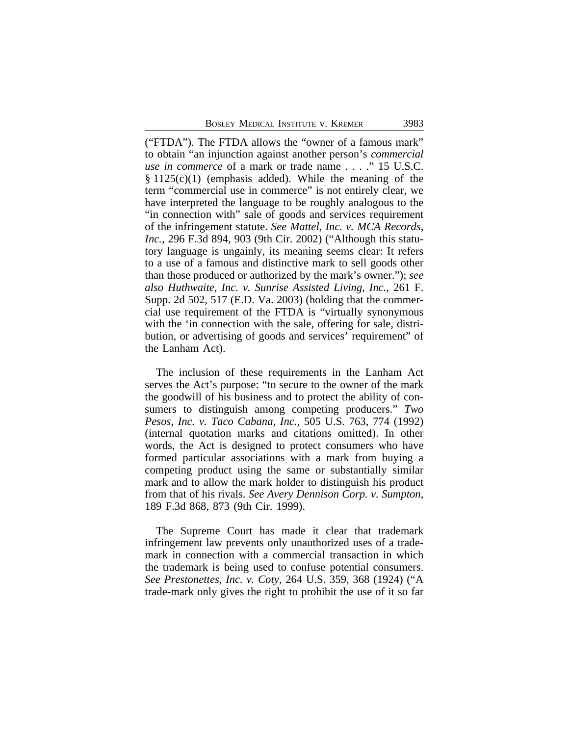("FTDA"). The FTDA allows the "owner of a famous mark" to obtain "an injunction against another person's *commercial use in commerce* of a mark or trade name . . . ." 15 U.S.C. § 1125(c)(1) (emphasis added). While the meaning of the term "commercial use in commerce" is not entirely clear, we have interpreted the language to be roughly analogous to the "in connection with" sale of goods and services requirement of the infringement statute. *See Mattel, Inc. v. MCA Records, Inc.*, 296 F.3d 894, 903 (9th Cir. 2002) ("Although this statutory language is ungainly, its meaning seems clear: It refers to a use of a famous and distinctive mark to sell goods other than those produced or authorized by the mark's owner."); *see also Huthwaite, Inc. v. Sunrise Assisted Living, Inc.*, 261 F. Supp. 2d 502, 517 (E.D. Va. 2003) (holding that the commercial use requirement of the FTDA is "virtually synonymous with the 'in connection with the sale, offering for sale, distribution, or advertising of goods and services' requirement" of the Lanham Act).

The inclusion of these requirements in the Lanham Act serves the Act's purpose: "to secure to the owner of the mark the goodwill of his business and to protect the ability of consumers to distinguish among competing producers." *Two Pesos, Inc. v. Taco Cabana, Inc.*, 505 U.S. 763, 774 (1992) (internal quotation marks and citations omitted). In other words, the Act is designed to protect consumers who have formed particular associations with a mark from buying a competing product using the same or substantially similar mark and to allow the mark holder to distinguish his product from that of his rivals. *See Avery Dennison Corp. v. Sumpton*, 189 F.3d 868, 873 (9th Cir. 1999).

The Supreme Court has made it clear that trademark infringement law prevents only unauthorized uses of a trademark in connection with a commercial transaction in which the trademark is being used to confuse potential consumers. *See Prestonettes, Inc. v. Coty*, 264 U.S. 359, 368 (1924) ("A trade-mark only gives the right to prohibit the use of it so far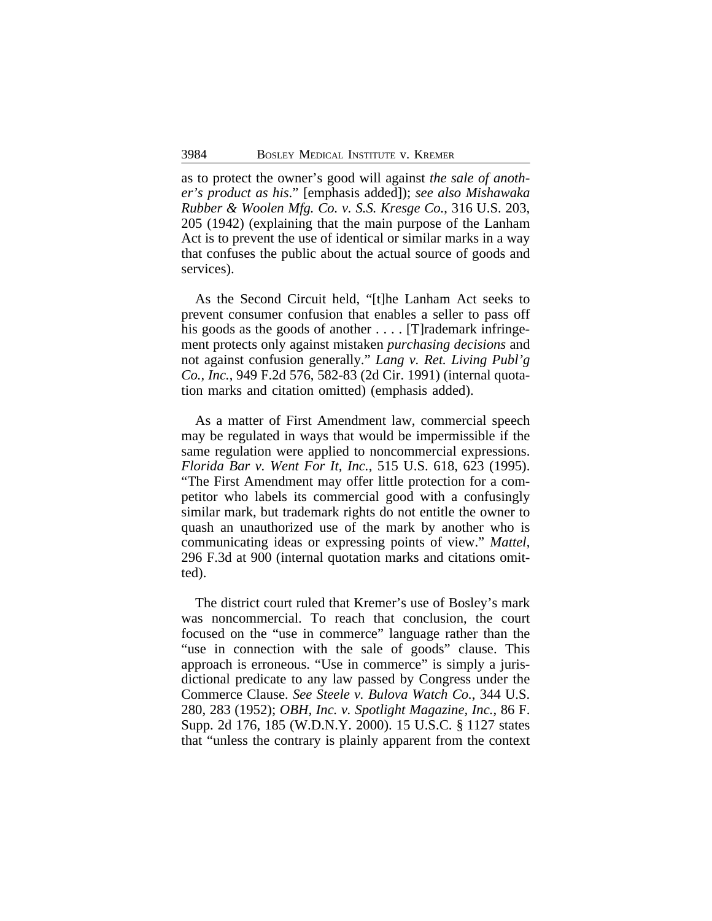as to protect the owner's good will against *the sale of another's product as his*." [emphasis added]); *see also Mishawaka Rubber & Woolen Mfg. Co. v. S.S. Kresge Co.*, 316 U.S. 203, 205 (1942) (explaining that the main purpose of the Lanham Act is to prevent the use of identical or similar marks in a way that confuses the public about the actual source of goods and services).

As the Second Circuit held, "[t]he Lanham Act seeks to prevent consumer confusion that enables a seller to pass off his goods as the goods of another . . . . [T]rademark infringement protects only against mistaken *purchasing decisions* and not against confusion generally." *Lang v. Ret. Living Publ'g Co., Inc.*, 949 F.2d 576, 582-83 (2d Cir. 1991) (internal quotation marks and citation omitted) (emphasis added).

As a matter of First Amendment law, commercial speech may be regulated in ways that would be impermissible if the same regulation were applied to noncommercial expressions. *Florida Bar v. Went For It, Inc.*, 515 U.S. 618, 623 (1995). "The First Amendment may offer little protection for a competitor who labels its commercial good with a confusingly similar mark, but trademark rights do not entitle the owner to quash an unauthorized use of the mark by another who is communicating ideas or expressing points of view." *Mattel*, 296 F.3d at 900 (internal quotation marks and citations omitted).

The district court ruled that Kremer's use of Bosley's mark was noncommercial. To reach that conclusion, the court focused on the "use in commerce" language rather than the "use in connection with the sale of goods" clause. This approach is erroneous. "Use in commerce" is simply a jurisdictional predicate to any law passed by Congress under the Commerce Clause. *See Steele v. Bulova Watch Co.*, 344 U.S. 280, 283 (1952); *OBH, Inc. v. Spotlight Magazine, Inc.*, 86 F. Supp. 2d 176, 185 (W.D.N.Y. 2000). 15 U.S.C. § 1127 states that "unless the contrary is plainly apparent from the context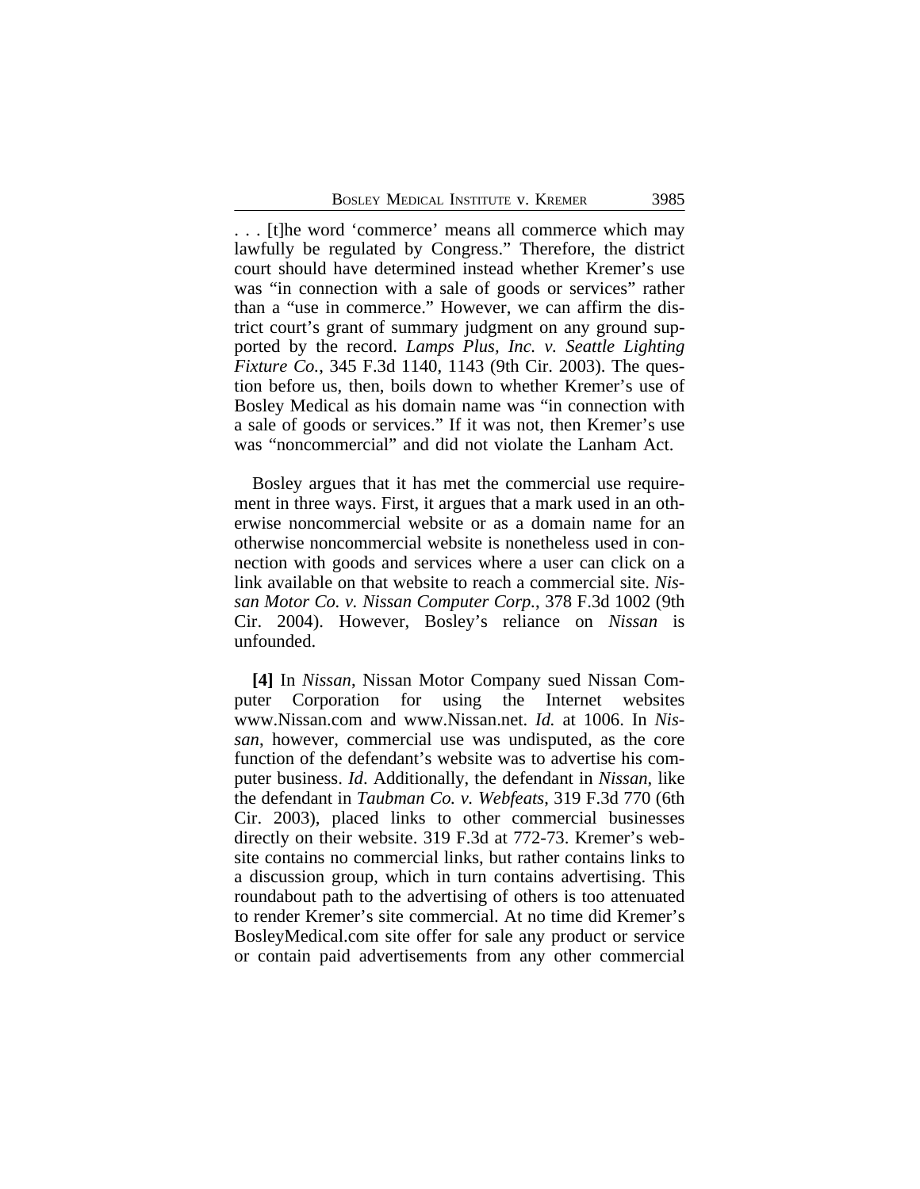. . . [t]he word 'commerce' means all commerce which may lawfully be regulated by Congress." Therefore, the district court should have determined instead whether Kremer's use was "in connection with a sale of goods or services" rather than a "use in commerce." However, we can affirm the district court's grant of summary judgment on any ground supported by the record. *Lamps Plus, Inc. v. Seattle Lighting Fixture Co.*, 345 F.3d 1140, 1143 (9th Cir. 2003). The question before us, then, boils down to whether Kremer's use of Bosley Medical as his domain name was "in connection with a sale of goods or services." If it was not, then Kremer's use was "noncommercial" and did not violate the Lanham Act.

Bosley argues that it has met the commercial use requirement in three ways. First, it argues that a mark used in an otherwise noncommercial website or as a domain name for an otherwise noncommercial website is nonetheless used in connection with goods and services where a user can click on a link available on that website to reach a commercial site. *Nissan Motor Co. v. Nissan Computer Corp.*, 378 F.3d 1002 (9th Cir. 2004). However, Bosley's reliance on *Nissan* is unfounded.

**[4]** In *Nissan*, Nissan Motor Company sued Nissan Computer Corporation for using the Internet websites www.Nissan.com and www.Nissan.net. *Id.* at 1006. In *Nissan*, however, commercial use was undisputed, as the core function of the defendant's website was to advertise his computer business. *Id*. Additionally, the defendant in *Nissan*, like the defendant in *Taubman Co. v. Webfeats*, 319 F.3d 770 (6th Cir. 2003), placed links to other commercial businesses directly on their website. 319 F.3d at 772-73. Kremer's website contains no commercial links, but rather contains links to a discussion group, which in turn contains advertising. This roundabout path to the advertising of others is too attenuated to render Kremer's site commercial. At no time did Kremer's BosleyMedical.com site offer for sale any product or service or contain paid advertisements from any other commercial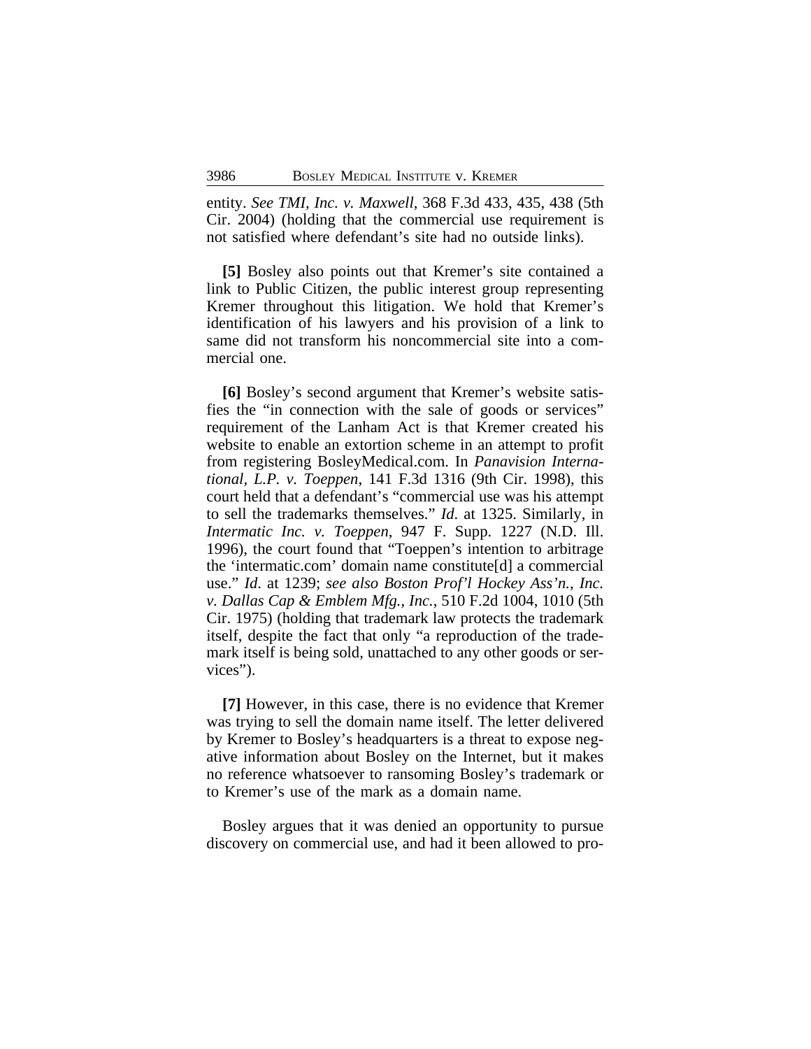entity. *See TMI, Inc. v. Maxwell*, 368 F.3d 433, 435, 438 (5th Cir. 2004) (holding that the commercial use requirement is not satisfied where defendant's site had no outside links).

**[5]** Bosley also points out that Kremer's site contained a link to Public Citizen, the public interest group representing Kremer throughout this litigation. We hold that Kremer's identification of his lawyers and his provision of a link to same did not transform his noncommercial site into a commercial one.

**[6]** Bosley's second argument that Kremer's website satisfies the "in connection with the sale of goods or services" requirement of the Lanham Act is that Kremer created his website to enable an extortion scheme in an attempt to profit from registering BosleyMedical.com. In *Panavision International, L.P. v. Toeppen*, 141 F.3d 1316 (9th Cir. 1998), this court held that a defendant's "commercial use was his attempt to sell the trademarks themselves." *Id*. at 1325. Similarly, in *Intermatic Inc. v. Toeppen*, 947 F. Supp. 1227 (N.D. Ill. 1996), the court found that "Toeppen's intention to arbitrage the 'intermatic.com' domain name constitute[d] a commercial use." *Id*. at 1239; *see also Boston Prof'l Hockey Ass'n., Inc. v. Dallas Cap & Emblem Mfg., Inc.*, 510 F.2d 1004, 1010 (5th Cir. 1975) (holding that trademark law protects the trademark itself, despite the fact that only "a reproduction of the trademark itself is being sold, unattached to any other goods or services").

**[7]** However, in this case, there is no evidence that Kremer was trying to sell the domain name itself. The letter delivered by Kremer to Bosley's headquarters is a threat to expose negative information about Bosley on the Internet, but it makes no reference whatsoever to ransoming Bosley's trademark or to Kremer's use of the mark as a domain name.

Bosley argues that it was denied an opportunity to pursue discovery on commercial use, and had it been allowed to pro-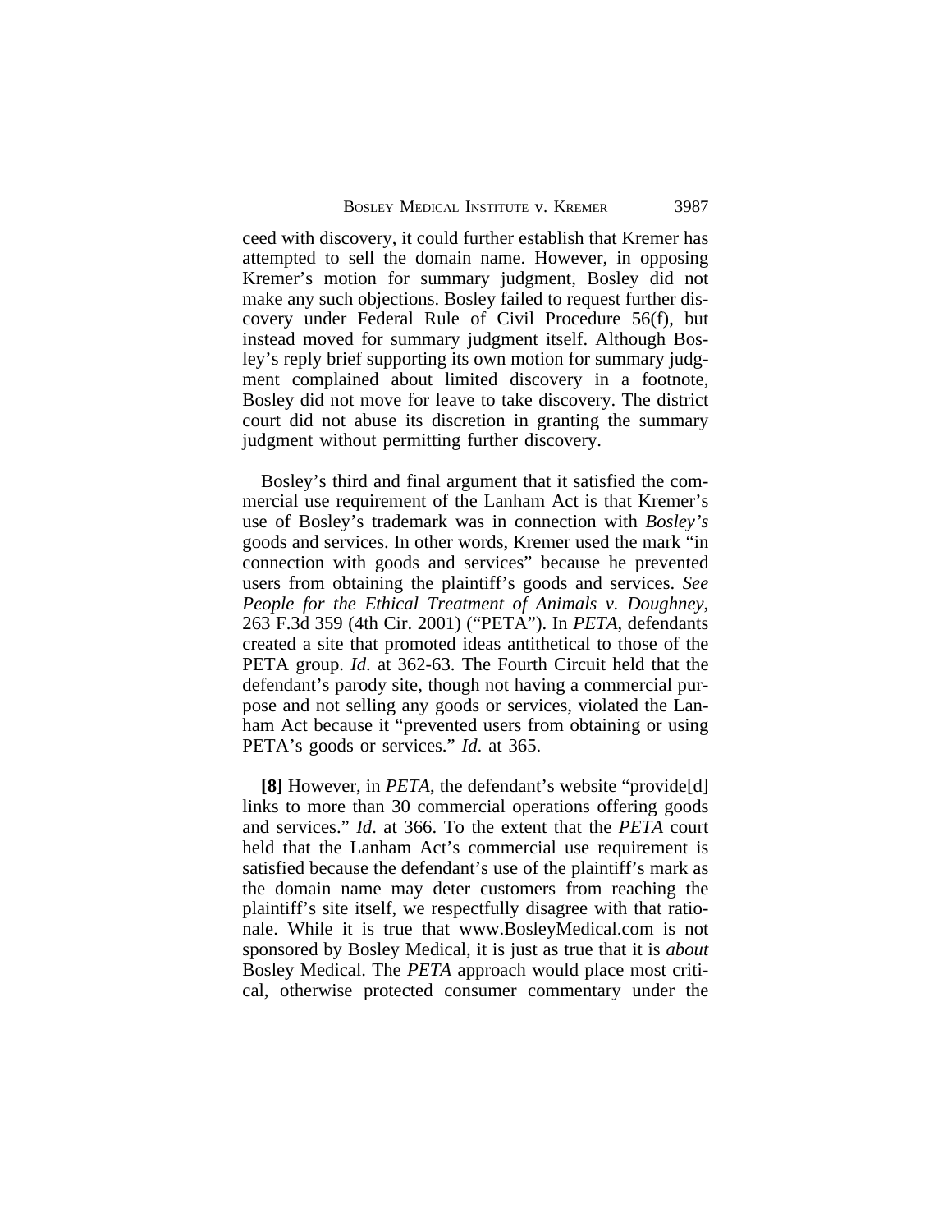ceed with discovery, it could further establish that Kremer has attempted to sell the domain name. However, in opposing Kremer's motion for summary judgment, Bosley did not make any such objections. Bosley failed to request further discovery under Federal Rule of Civil Procedure 56(f), but instead moved for summary judgment itself. Although Bosley's reply brief supporting its own motion for summary judgment complained about limited discovery in a footnote, Bosley did not move for leave to take discovery. The district court did not abuse its discretion in granting the summary judgment without permitting further discovery.

Bosley's third and final argument that it satisfied the commercial use requirement of the Lanham Act is that Kremer's use of Bosley's trademark was in connection with *Bosley's* goods and services. In other words, Kremer used the mark "in connection with goods and services" because he prevented users from obtaining the plaintiff's goods and services. *See People for the Ethical Treatment of Animals v. Doughney*, 263 F.3d 359 (4th Cir. 2001) ("PETA"). In *PETA*, defendants created a site that promoted ideas antithetical to those of the PETA group. *Id*. at 362-63. The Fourth Circuit held that the defendant's parody site, though not having a commercial purpose and not selling any goods or services, violated the Lanham Act because it "prevented users from obtaining or using PETA's goods or services." *Id*. at 365.

**[8]** However, in *PETA*, the defendant's website "provide[d] links to more than 30 commercial operations offering goods and services." *Id*. at 366. To the extent that the *PETA* court held that the Lanham Act's commercial use requirement is satisfied because the defendant's use of the plaintiff's mark as the domain name may deter customers from reaching the plaintiff's site itself, we respectfully disagree with that rationale. While it is true that www.BosleyMedical.com is not sponsored by Bosley Medical, it is just as true that it is *about* Bosley Medical. The *PETA* approach would place most critical, otherwise protected consumer commentary under the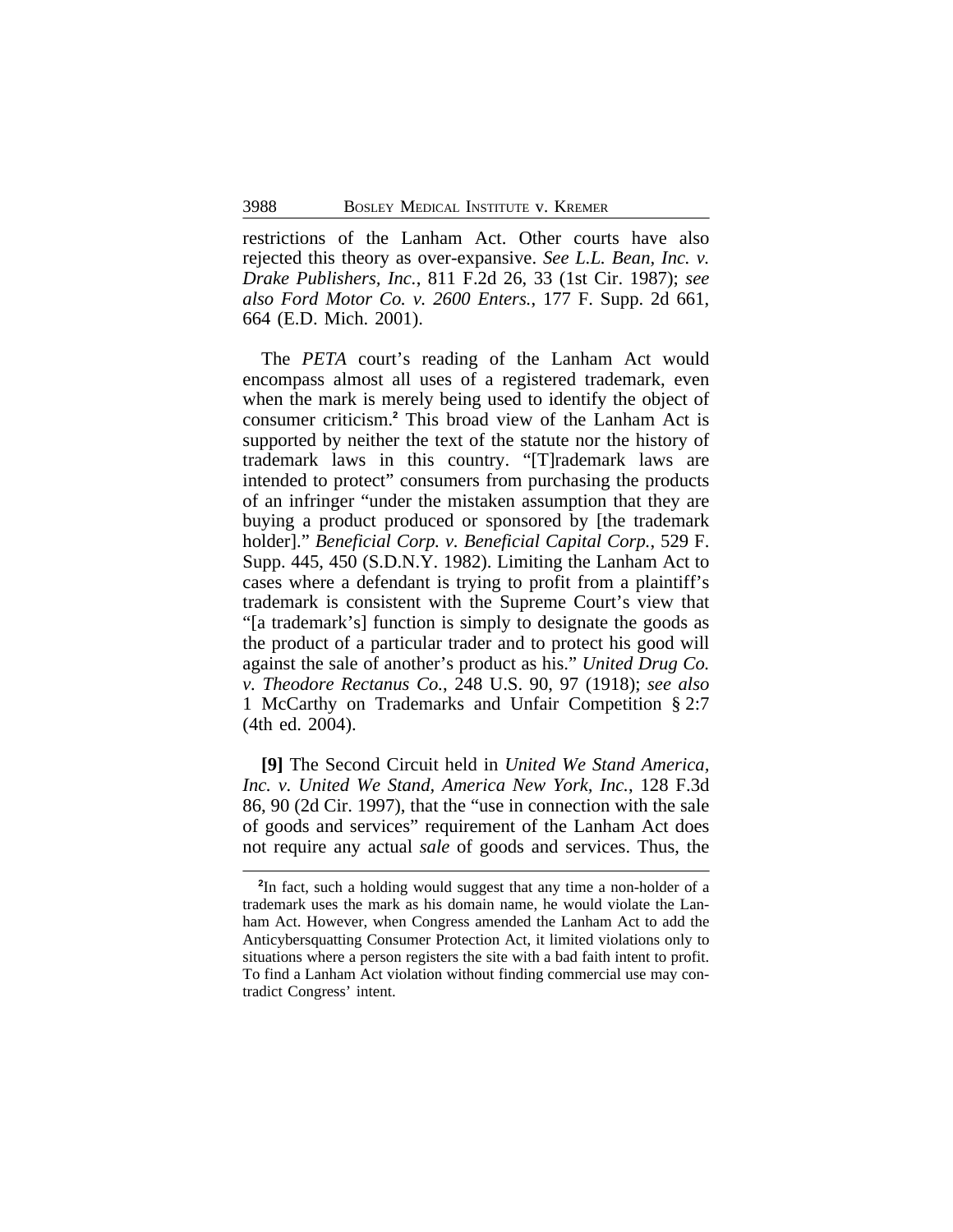restrictions of the Lanham Act. Other courts have also rejected this theory as over-expansive. *See L.L. Bean, Inc. v. Drake Publishers, Inc.*, 811 F.2d 26, 33 (1st Cir. 1987); *see also Ford Motor Co. v. 2600 Enters.*, 177 F. Supp. 2d 661, 664 (E.D. Mich. 2001).

The *PETA* court's reading of the Lanham Act would encompass almost all uses of a registered trademark, even when the mark is merely being used to identify the object of consumer criticism.[2] This broad view of the Lanham Act is supported by neither the text of the statute nor the history of trademark laws in this country. "[T]rademark laws are intended to protect" consumers from purchasing the products of an infringer "under the mistaken assumption that they are buying a product produced or sponsored by [the trademark holder]." *Beneficial Corp. v. Beneficial Capital Corp.*, 529 F. Supp. 445, 450 (S.D.N.Y. 1982). Limiting the Lanham Act to cases where a defendant is trying to profit from a plaintiff's trademark is consistent with the Supreme Court's view that "[a trademark's] function is simply to designate the goods as the product of a particular trader and to protect his good will against the sale of another's product as his." *United Drug Co. v. Theodore Rectanus Co.*, 248 U.S. 90, 97 (1918); *see also* 1 McCarthy on Trademarks and Unfair Competition § 2:7 (4th ed. 2004).

**[9]** The Second Circuit held in *United We Stand America, Inc. v. United We Stand, America New York, Inc.*, 128 F.3d 86, 90 (2d Cir. 1997), that the "use in connection with the sale of goods and services" requirement of the Lanham Act does not require any actual *sale* of goods and services. Thus, the

---

[2]In fact, such a holding would suggest that any time a non-holder of a trademark uses the mark as his domain name, he would violate the Lanham Act. However, when Congress amended the Lanham Act to add the Anticybersquatting Consumer Protection Act, it limited violations only to situations where a person registers the site with a bad faith intent to profit. To find a Lanham Act violation without finding commercial use may contradict Congress' intent.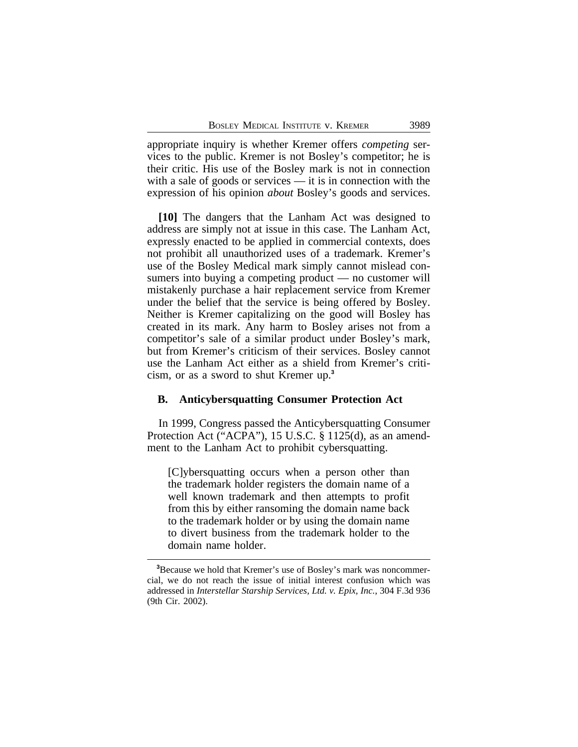appropriate inquiry is whether Kremer offers *competing* services to the public. Kremer is not Bosley's competitor; he is their critic. His use of the Bosley mark is not in connection with a sale of goods or services — it is in connection with the expression of his opinion *about* Bosley's goods and services.

**[10]** The dangers that the Lanham Act was designed to address are simply not at issue in this case. The Lanham Act, expressly enacted to be applied in commercial contexts, does not prohibit all unauthorized uses of a trademark. Kremer's use of the Bosley Medical mark simply cannot mislead consumers into buying a competing product — no customer will mistakenly purchase a hair replacement service from Kremer under the belief that the service is being offered by Bosley. Neither is Kremer capitalizing on the good will Bosley has created in its mark. Any harm to Bosley arises not from a competitor's sale of a similar product under Bosley's mark, but from Kremer's criticism of their services. Bosley cannot use the Lanham Act either as a shield from Kremer's criticism, or as a sword to shut Kremer up.[3]

### B. Anticybersquatting Consumer Protection Act

In 1999, Congress passed the Anticybersquatting Consumer Protection Act ("ACPA"), 15 U.S.C. § 1125(d), as an amendment to the Lanham Act to prohibit cybersquatting.

> [C]ybersquatting occurs when a person other than the trademark holder registers the domain name of a well known trademark and then attempts to profit from this by either ransoming the domain name back to the trademark holder or by using the domain name to divert business from the trademark holder to the domain name holder.

[3]Because we hold that Kremer's use of Bosley's mark was noncommercial, we do not reach the issue of initial interest confusion which was addressed in *Interstellar Starship Services, Ltd. v. Epix, Inc.*, 304 F.3d 936 (9th Cir. 2002).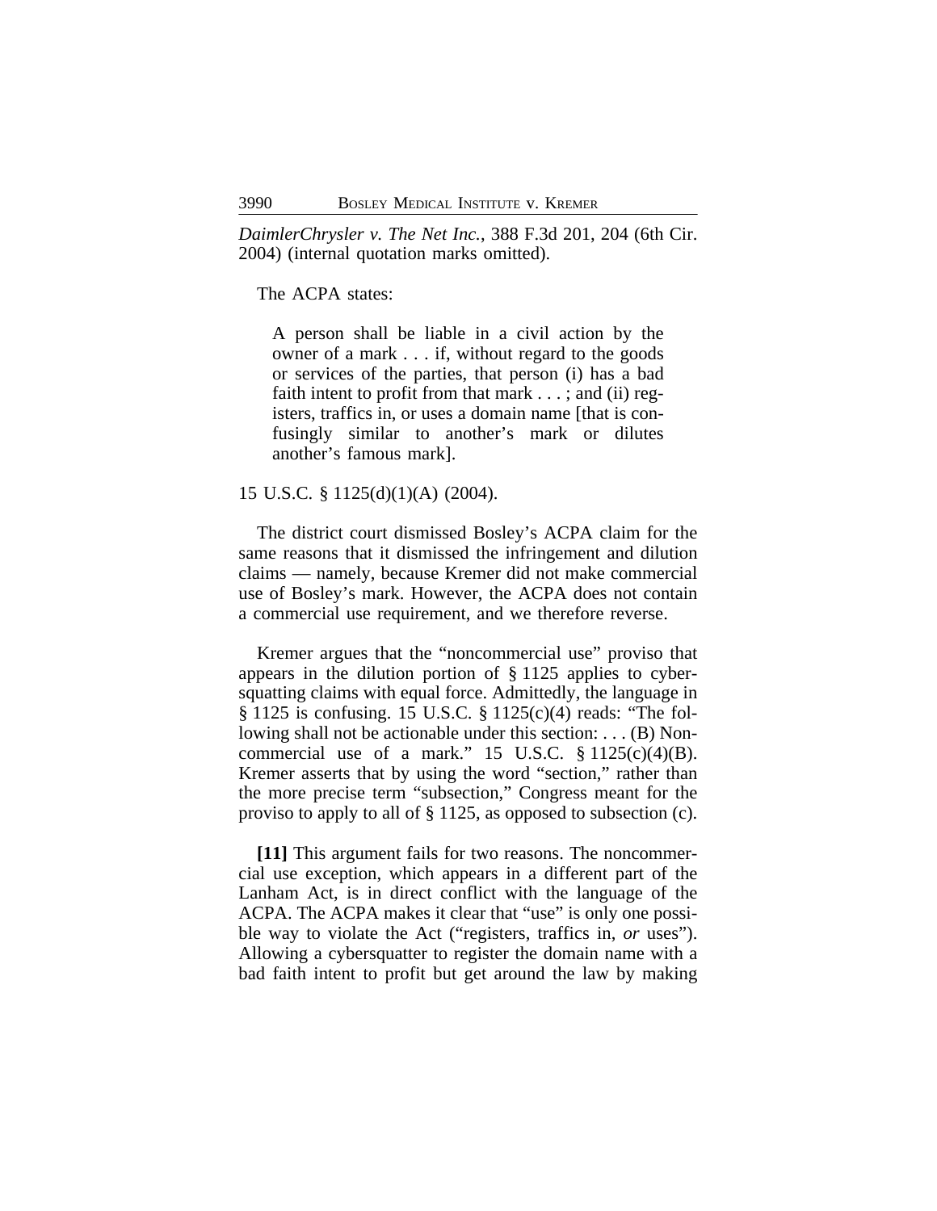*DaimlerChrysler v. The Net Inc.*, 388 F.3d 201, 204 (6th Cir. 2004) (internal quotation marks omitted).

The ACPA states:

> A person shall be liable in a civil action by the owner of a mark . . . if, without regard to the goods or services of the parties, that person (i) has a bad faith intent to profit from that mark . . . ; and (ii) registers, traffics in, or uses a domain name [that is confusingly similar to another's mark or dilutes another's famous mark].

15 U.S.C. § 1125(d)(1)(A) (2004).

The district court dismissed Bosley's ACPA claim for the same reasons that it dismissed the infringement and dilution claims — namely, because Kremer did not make commercial use of Bosley's mark. However, the ACPA does not contain a commercial use requirement, and we therefore reverse.

Kremer argues that the "noncommercial use" proviso that appears in the dilution portion of § 1125 applies to cybersquatting claims with equal force. Admittedly, the language in § 1125 is confusing. 15 U.S.C. § 1125(c)(4) reads: "The following shall not be actionable under this section: . . . (B) Noncommercial use of a mark." 15 U.S.C. § 1125(c)(4)(B). Kremer asserts that by using the word "section," rather than the more precise term "subsection," Congress meant for the proviso to apply to all of § 1125, as opposed to subsection (c).

**[11]** This argument fails for two reasons. The noncommercial use exception, which appears in a different part of the Lanham Act, is in direct conflict with the language of the ACPA. The ACPA makes it clear that "use" is only one possible way to violate the Act ("registers, traffics in, *or* uses"). Allowing a cybersquatter to register the domain name with a bad faith intent to profit but get around the law by making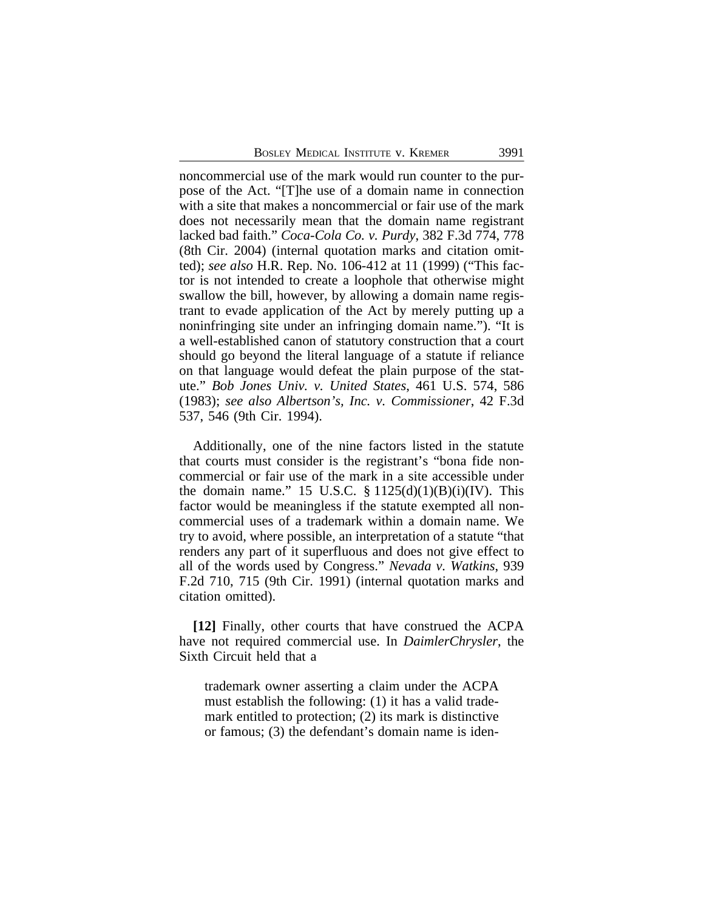noncommercial use of the mark would run counter to the purpose of the Act. "[T]he use of a domain name in connection with a site that makes a noncommercial or fair use of the mark does not necessarily mean that the domain name registrant lacked bad faith." *Coca-Cola Co. v. Purdy*, 382 F.3d 774, 778 (8th Cir. 2004) (internal quotation marks and citation omitted); *see also* H.R. Rep. No. 106-412 at 11 (1999) ("This factor is not intended to create a loophole that otherwise might swallow the bill, however, by allowing a domain name registrant to evade application of the Act by merely putting up a noninfringing site under an infringing domain name."). "It is a well-established canon of statutory construction that a court should go beyond the literal language of a statute if reliance on that language would defeat the plain purpose of the statute." *Bob Jones Univ. v. United States*, 461 U.S. 574, 586 (1983); *see also Albertson's, Inc. v. Commissioner*, 42 F.3d 537, 546 (9th Cir. 1994).

Additionally, one of the nine factors listed in the statute that courts must consider is the registrant's "bona fide noncommercial or fair use of the mark in a site accessible under the domain name." 15 U.S.C. § 1125(d)(1)(B)(i)(IV). This factor would be meaningless if the statute exempted all noncommercial uses of a trademark within a domain name. We try to avoid, where possible, an interpretation of a statute "that renders any part of it superfluous and does not give effect to all of the words used by Congress." *Nevada v. Watkins*, 939 F.2d 710, 715 (9th Cir. 1991) (internal quotation marks and citation omitted).

**[12]** Finally, other courts that have construed the ACPA have not required commercial use. In *DaimlerChrysler*, the Sixth Circuit held that a

> trademark owner asserting a claim under the ACPA must establish the following: (1) it has a valid trademark entitled to protection; (2) its mark is distinctive or famous; (3) the defendant's domain name is iden-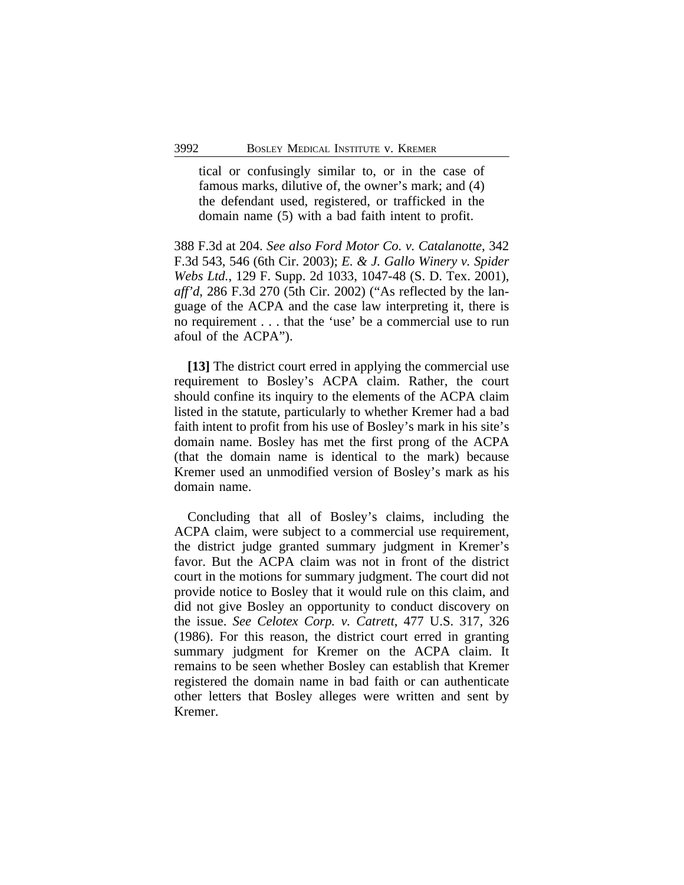> tical or confusingly similar to, or in the case of famous marks, dilutive of, the owner's mark; and (4) the defendant used, registered, or trafficked in the domain name (5) with a bad faith intent to profit.

388 F.3d at 204. *See also Ford Motor Co. v. Catalanotte*, 342 F.3d 543, 546 (6th Cir. 2003); *E. & J. Gallo Winery v. Spider Webs Ltd.*, 129 F. Supp. 2d 1033, 1047-48 (S. D. Tex. 2001), *aff'd*, 286 F.3d 270 (5th Cir. 2002) ("As reflected by the language of the ACPA and the case law interpreting it, there is no requirement . . . that the 'use' be a commercial use to run afoul of the ACPA").

**[13]** The district court erred in applying the commercial use requirement to Bosley's ACPA claim. Rather, the court should confine its inquiry to the elements of the ACPA claim listed in the statute, particularly to whether Kremer had a bad faith intent to profit from his use of Bosley's mark in his site's domain name. Bosley has met the first prong of the ACPA (that the domain name is identical to the mark) because Kremer used an unmodified version of Bosley's mark as his domain name.

Concluding that all of Bosley's claims, including the ACPA claim, were subject to a commercial use requirement, the district judge granted summary judgment in Kremer's favor. But the ACPA claim was not in front of the district court in the motions for summary judgment. The court did not provide notice to Bosley that it would rule on this claim, and did not give Bosley an opportunity to conduct discovery on the issue. *See Celotex Corp. v. Catrett*, 477 U.S. 317, 326 (1986). For this reason, the district court erred in granting summary judgment for Kremer on the ACPA claim. It remains to be seen whether Bosley can establish that Kremer registered the domain name in bad faith or can authenticate other letters that Bosley alleges were written and sent by Kremer.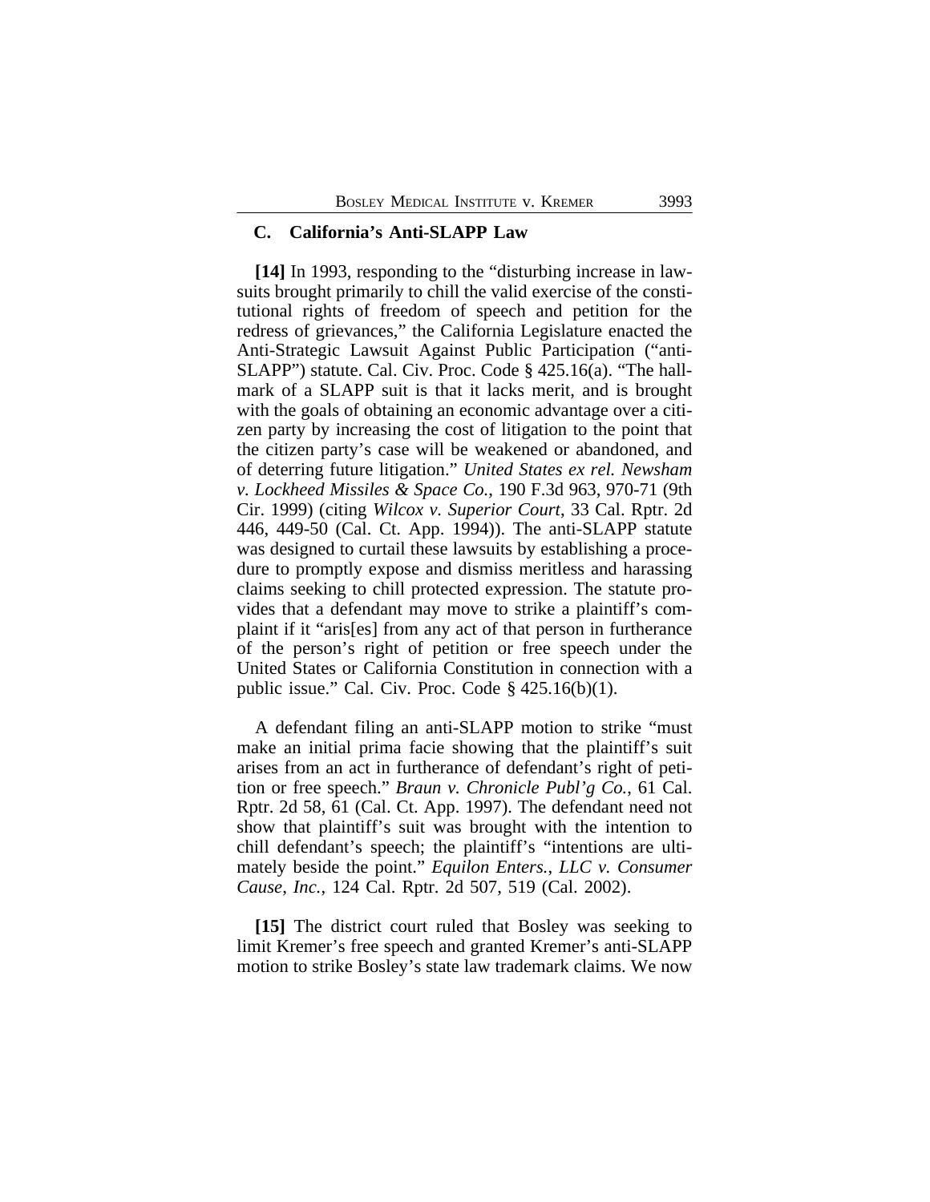### C. California's Anti-SLAPP Law

**[14]** In 1993, responding to the "disturbing increase in lawsuits brought primarily to chill the valid exercise of the constitutional rights of freedom of speech and petition for the redress of grievances," the California Legislature enacted the Anti-Strategic Lawsuit Against Public Participation ("anti-SLAPP") statute. Cal. Civ. Proc. Code § 425.16(a). "The hallmark of a SLAPP suit is that it lacks merit, and is brought with the goals of obtaining an economic advantage over a citizen party by increasing the cost of litigation to the point that the citizen party's case will be weakened or abandoned, and of deterring future litigation." *United States ex rel. Newsham v. Lockheed Missiles & Space Co.*, 190 F.3d 963, 970-71 (9th Cir. 1999) (citing *Wilcox v. Superior Court*, 33 Cal. Rptr. 2d 446, 449-50 (Cal. Ct. App. 1994)). The anti-SLAPP statute was designed to curtail these lawsuits by establishing a procedure to promptly expose and dismiss meritless and harassing claims seeking to chill protected expression. The statute provides that a defendant may move to strike a plaintiff's complaint if it "aris[es] from any act of that person in furtherance of the person's right of petition or free speech under the United States or California Constitution in connection with a public issue." Cal. Civ. Proc. Code § 425.16(b)(1).

A defendant filing an anti-SLAPP motion to strike "must make an initial prima facie showing that the plaintiff's suit arises from an act in furtherance of defendant's right of petition or free speech." *Braun v. Chronicle Publ'g Co.*, 61 Cal. Rptr. 2d 58, 61 (Cal. Ct. App. 1997). The defendant need not show that plaintiff's suit was brought with the intention to chill defendant's speech; the plaintiff's "intentions are ultimately beside the point." *Equilon Enters., LLC v. Consumer Cause, Inc.*, 124 Cal. Rptr. 2d 507, 519 (Cal. 2002).

**[15]** The district court ruled that Bosley was seeking to limit Kremer's free speech and granted Kremer's anti-SLAPP motion to strike Bosley's state law trademark claims. We now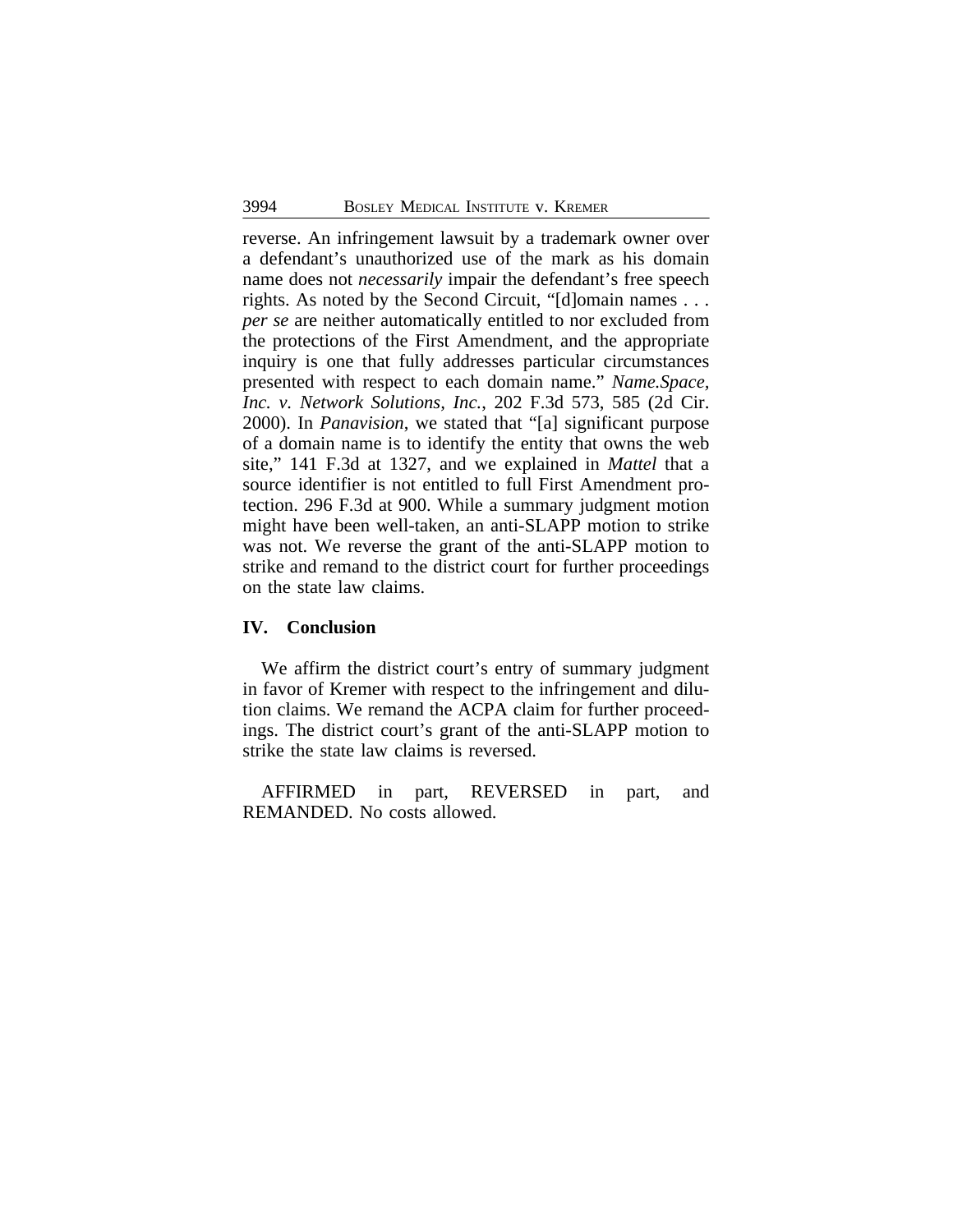reverse. An infringement lawsuit by a trademark owner over a defendant's unauthorized use of the mark as his domain name does not *necessarily* impair the defendant's free speech rights. As noted by the Second Circuit, "[d]omain names . . . *per se* are neither automatically entitled to nor excluded from the protections of the First Amendment, and the appropriate inquiry is one that fully addresses particular circumstances presented with respect to each domain name." *Name.Space, Inc. v. Network Solutions, Inc.*, 202 F.3d 573, 585 (2d Cir. 2000). In *Panavision*, we stated that "[a] significant purpose of a domain name is to identify the entity that owns the web site," 141 F.3d at 1327, and we explained in *Mattel* that a source identifier is not entitled to full First Amendment protection. 296 F.3d at 900. While a summary judgment motion might have been well-taken, an anti-SLAPP motion to strike was not. We reverse the grant of the anti-SLAPP motion to strike and remand to the district court for further proceedings on the state law claims.

## IV. Conclusion

We affirm the district court's entry of summary judgment in favor of Kremer with respect to the infringement and dilution claims. We remand the ACPA claim for further proceedings. The district court's grant of the anti-SLAPP motion to strike the state law claims is reversed.

AFFIRMED in part, REVERSED in part, and REMANDED. No costs allowed.